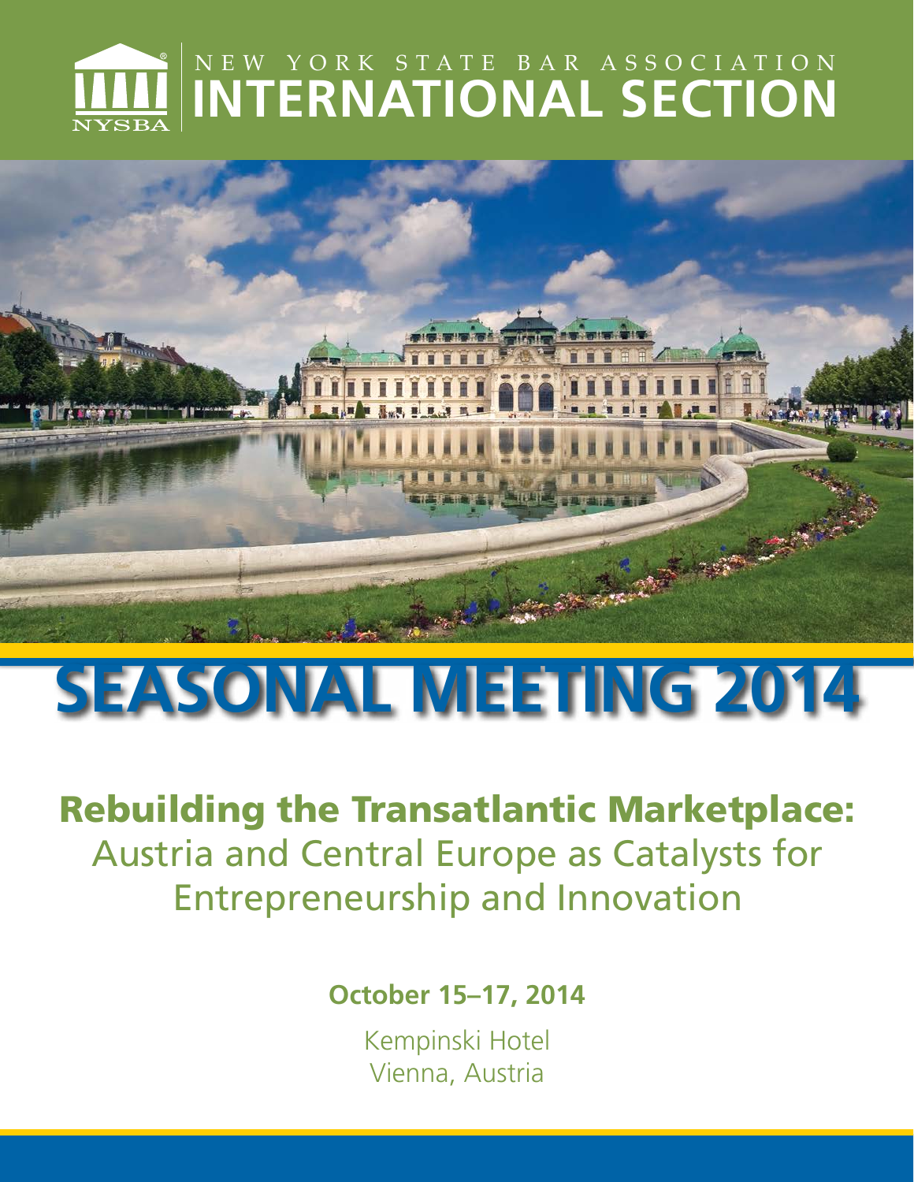NYSBA

NEW YORK STATE BAR ASSOCIATION

# INTERNATIONAL SECTION

# SEASONAL MEETING 2014

## Rebuilding the Transatlantic Marketplace:

Austria and Central Europe as Catalysts for Entrepreneurship and Innovation

**October 15–17, 2014**

Kempinski Hotel
Vienna, Austria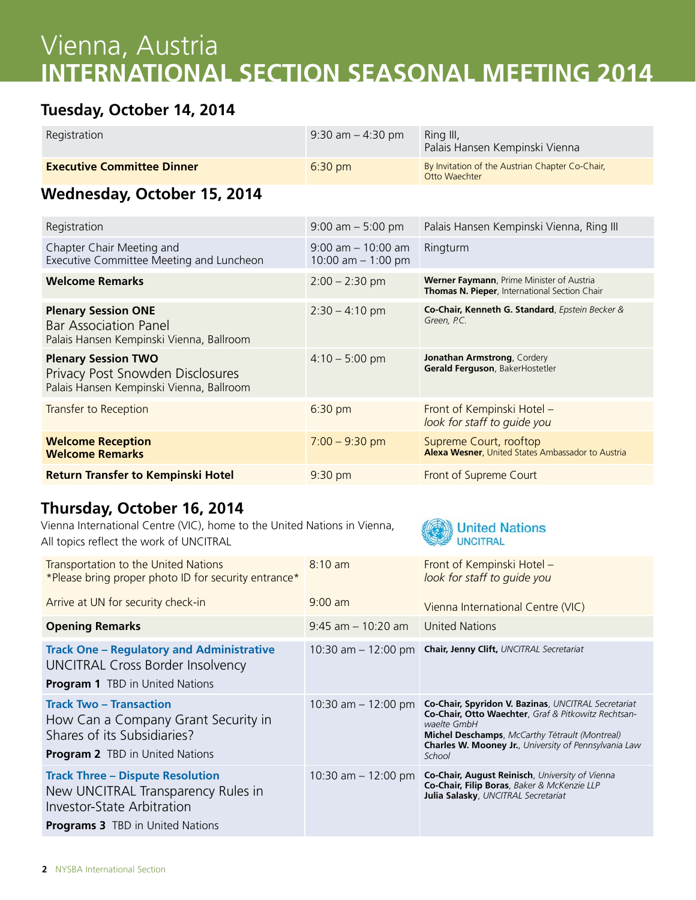# Vienna, Austria
# INTERNATIONAL SECTION SEASONAL MEETING 2014

## Tuesday, October 14, 2014

| | | |
|---|---|---|
| Registration | 9:30 am – 4:30 pm | Ring III, Palais Hansen Kempinski Vienna |
| **Executive Committee Dinner** | 6:30 pm | By Invitation of the Austrian Chapter Co-Chair, Otto Waechter |

## Wednesday, October 15, 2014

| | | |
|---|---|---|
| Registration | 9:00 am – 5:00 pm | Palais Hansen Kempinski Vienna, Ring III |
| Chapter Chair Meeting and Executive Committee Meeting and Luncheon | 9:00 am – 10:00 am<br>10:00 am – 1:00 pm | Ringturm |
| **Welcome Remarks** | 2:00 – 2:30 pm | **Werner Faymann**, Prime Minister of Austria<br>**Thomas N. Pieper**, International Section Chair |
| **Plenary Session ONE**<br>Bar Association Panel<br>Palais Hansen Kempinski Vienna, Ballroom | 2:30 – 4:10 pm | **Co-Chair, Kenneth G. Standard**, *Epstein Becker & Green, P.C.* |
| **Plenary Session TWO**<br>Privacy Post Snowden Disclosures<br>Palais Hansen Kempinski Vienna, Ballroom | 4:10 – 5:00 pm | **Jonathan Armstrong**, Cordery<br>**Gerald Ferguson**, BakerHostetler |
| Transfer to Reception | 6:30 pm | Front of Kempinski Hotel – *look for staff to guide you* |
| **Welcome Reception**<br>**Welcome Remarks** | 7:00 – 9:30 pm | Supreme Court, rooftop<br>**Alexa Wesner**, United States Ambassador to Austria |
| **Return Transfer to Kempinski Hotel** | 9:30 pm | Front of Supreme Court |

## Thursday, October 16, 2014

Vienna International Centre (VIC), home to the United Nations in Vienna,
All topics reflect the work of UNCITRAL

United Nations UNCITRAL

| | | |
|---|---|---|
| Transportation to the United Nations<br>*Please bring proper photo ID for security entrance* | 8:10 am | Front of Kempinski Hotel – *look for staff to guide you* |
| Arrive at UN for security check-in | 9:00 am | Vienna International Centre (VIC) |
| **Opening Remarks** | 9:45 am – 10:20 am | United Nations |
| **Track One – Regulatory and Administrative**<br>UNCITRAL Cross Border Insolvency<br>**Program 1** TBD in United Nations | 10:30 am – 12:00 pm | **Chair, Jenny Clift,** *UNCITRAL Secretariat* |
| **Track Two – Transaction**<br>How Can a Company Grant Security in Shares of its Subsidiaries?<br>**Program 2** TBD in United Nations | 10:30 am – 12:00 pm | **Co-Chair, Spyridon V. Bazinas**, *UNCITRAL Secretariat*<br>**Co-Chair, Otto Waechter**, *Graf & Pitkowitz Rechtsanwaelte GmbH*<br>**Michel Deschamps**, *McCarthy Tétrault (Montreal)*<br>**Charles W. Mooney Jr.**, *University of Pennsylvania Law School* |
| **Track Three – Dispute Resolution**<br>New UNCITRAL Transparency Rules in Investor-State Arbitration<br>**Programs 3** TBD in United Nations | 10:30 am – 12:00 pm | **Co-Chair, August Reinisch**, *University of Vienna*<br>**Co-Chair, Filip Boras**, *Baker & McKenzie LLP*<br>**Julia Salasky**, *UNCITRAL Secretariat* |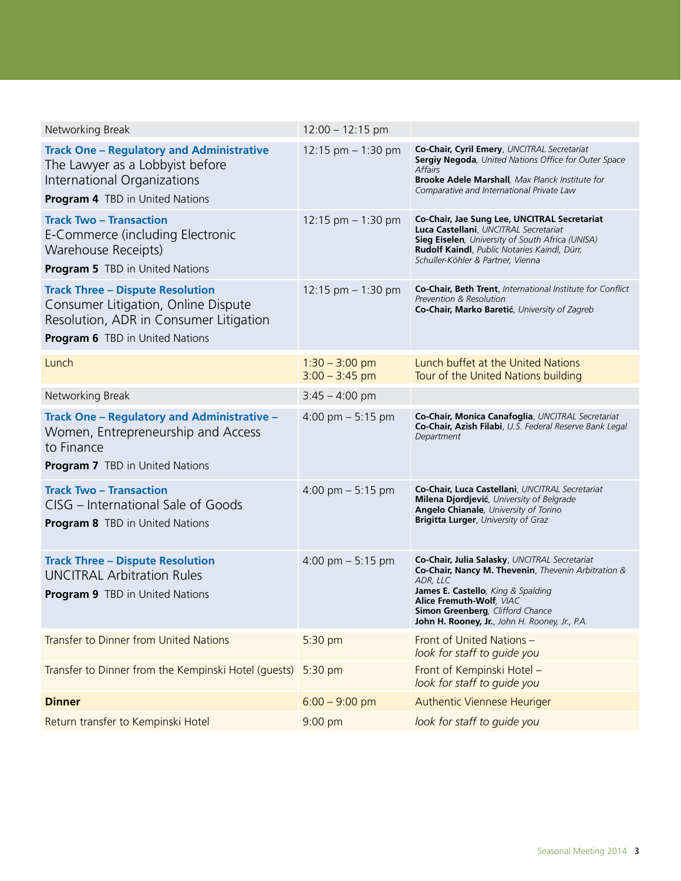| Session | Time | Details |
|---|---|---|
| Networking Break | 12:00 – 12:15 pm | |
| **Track One – Regulatory and Administrative**<br>The Lawyer as a Lobbyist before International Organizations<br>**Program 4** TBD in United Nations | 12:15 pm – 1:30 pm | **Co-Chair, Cyril Emery**, *UNCITRAL Secretariat*<br>**Sergiy Negoda**, *United Nations Office for Outer Space Affairs*<br>**Brooke Adele Marshall**, *Max Planck Institute for Comparative and International Private Law* |
| **Track Two – Transaction**<br>E-Commerce (including Electronic Warehouse Receipts)<br>**Program 5** TBD in United Nations | 12:15 pm – 1:30 pm | **Co-Chair, Jae Sung Lee, UNCITRAL Secretariat**<br>**Luca Castellani**, *UNCITRAL Secretariat*<br>**Sieg Eiselen**, *University of South Africa (UNISA)*<br>**Rudolf Kaindl**, *Public Notaries Kaindl, Dürr, Schuller-Köhler & Partner, Vienna* |
| **Track Three – Dispute Resolution**<br>Consumer Litigation, Online Dispute Resolution, ADR in Consumer Litigation<br>**Program 6** TBD in United Nations | 12:15 pm – 1:30 pm | **Co-Chair, Beth Trent**, *International Institute for Conflict Prevention & Resolution*<br>**Co-Chair, Marko Baretić**, *University of Zagreb* |
| Lunch | 1:30 – 3:00 pm<br>3:00 – 3:45 pm | Lunch buffet at the United Nations<br>Tour of the United Nations building |
| Networking Break | 3:45 – 4:00 pm | |
| **Track One – Regulatory and Administrative –**<br>Women, Entrepreneurship and Access to Finance<br>**Program 7** TBD in United Nations | 4:00 pm – 5:15 pm | **Co-Chair, Monica Canafoglia**, *UNCITRAL Secretariat*<br>**Co-Chair, Azish Filabi**, *U.S. Federal Reserve Bank Legal Department* |
| **Track Two – Transaction**<br>CISG – International Sale of Goods<br>**Program 8** TBD in United Nations | 4:00 pm – 5:15 pm | **Co-Chair, Luca Castellani**, *UNCITRAL Secretariat*<br>**Milena Djordjević**, *University of Belgrade*<br>**Angelo Chianale**, *University of Torino*<br>**Brigitta Lurger**, *University of Graz* |
| **Track Three – Dispute Resolution**<br>UNCITRAL Arbitration Rules<br>**Program 9** TBD in United Nations | 4:00 pm – 5:15 pm | **Co-Chair, Julia Salasky**, *UNCITRAL Secretariat*<br>**Co-Chair, Nancy M. Thevenin**, *Thevenin Arbitration & ADR, LLC*<br>**James E. Castello**, *King & Spalding*<br>**Alice Fremuth-Wolf**, *VIAC*<br>**Simon Greenberg**, *Clifford Chance*<br>**John H. Rooney, Jr.**, *John H. Rooney, Jr., P.A.* |
| Transfer to Dinner from United Nations | 5:30 pm | Front of United Nations – *look for staff to guide you* |
| Transfer to Dinner from the Kempinski Hotel (guests) | 5:30 pm | Front of Kempinski Hotel – *look for staff to guide you* |
| **Dinner** | 6:00 – 9:00 pm | Authentic Viennese Heuriger |
| Return transfer to Kempinski Hotel | 9:00 pm | *look for staff to guide you* |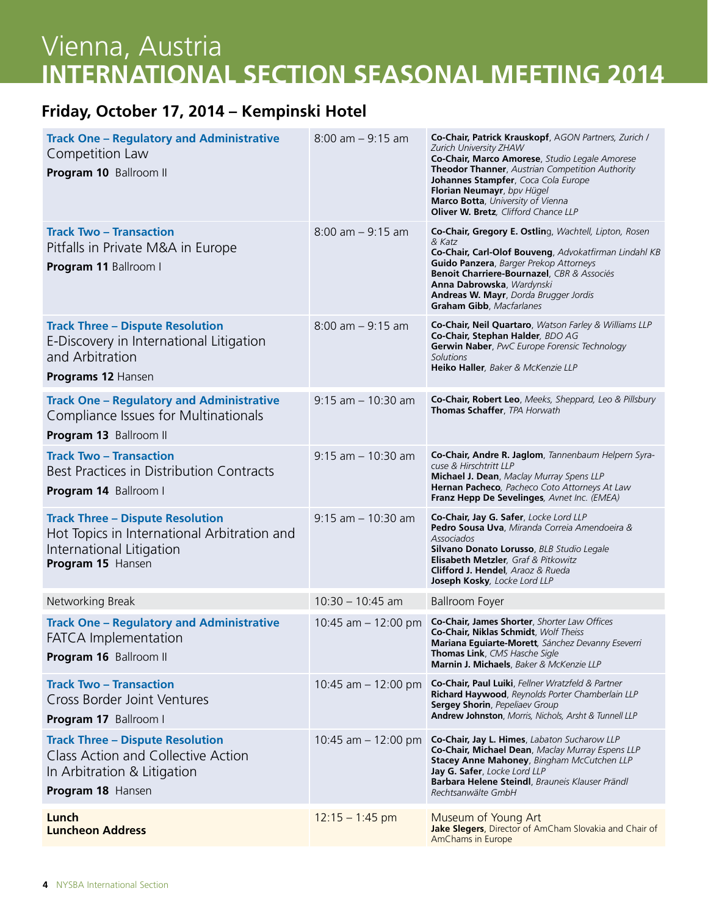# Vienna, Austria
# INTERNATIONAL SECTION SEASONAL MEETING 2014

## Friday, October 17, 2014 – Kempinski Hotel

| Program | Time | Speakers |
|---|---|---|
| **Track One – Regulatory and Administrative**<br>Competition Law<br>**Program 10** Ballroom II | 8:00 am – 9:15 am | **Co-Chair, Patrick Krauskopf**, *AGON Partners, Zurich / Zurich University ZHAW*<br>**Co-Chair, Marco Amorese**, *Studio Legale Amorese*<br>**Theodor Thanner**, *Austrian Competition Authority*<br>**Johannes Stampfer**, *Coca Cola Europe*<br>**Florian Neumayr**, *bpv Hügel*<br>**Marco Botta**, *University of Vienna*<br>**Oliver W. Bretz**, *Clifford Chance LLP* |
| **Track Two – Transaction**<br>Pitfalls in Private M&A in Europe<br>**Program 11** Ballroom I | 8:00 am – 9:15 am | **Co-Chair, Gregory E. Ostling**, *Wachtell, Lipton, Rosen & Katz*<br>**Co-Chair, Carl-Olof Bouveng**, *Advokatfirman Lindahl KB*<br>**Guido Panzera**, *Barger Prekop Attorneys*<br>**Benoit Charriere-Bournazel**, *CBR & Associés*<br>**Anna Dabrowska**, *Wardynski*<br>**Andreas W. Mayr**, *Dorda Brugger Jordis*<br>**Graham Gibb**, *Macfarlanes* |
| **Track Three – Dispute Resolution**<br>E-Discovery in International Litigation and Arbitration<br>**Programs 12** Hansen | 8:00 am – 9:15 am | **Co-Chair, Neil Quartaro**, *Watson Farley & Williams LLP*<br>**Co-Chair, Stephan Halder**, *BDO AG*<br>**Gerwin Naber**, *PwC Europe Forensic Technology Solutions*<br>**Heiko Haller**, *Baker & McKenzie LLP* |
| **Track One – Regulatory and Administrative**<br>Compliance Issues for Multinationals<br>**Program 13** Ballroom II | 9:15 am – 10:30 am | **Co-Chair, Robert Leo**, *Meeks, Sheppard, Leo & Pillsbury*<br>**Thomas Schaffer**, *TPA Horwath* |
| **Track Two – Transaction**<br>Best Practices in Distribution Contracts<br>**Program 14** Ballroom I | 9:15 am – 10:30 am | **Co-Chair, Andre R. Jaglom**, *Tannenbaum Helpern Syracuse & Hirschtritt LLP*<br>**Michael J. Dean**, *Maclay Murray Spens LLP*<br>**Hernan Pacheco**, *Pacheco Coto Attorneys At Law*<br>**Franz Hepp De Sevelinges**, *Avnet Inc. (EMEA)* |
| **Track Three – Dispute Resolution**<br>Hot Topics in International Arbitration and International Litigation<br>**Program 15** Hansen | 9:15 am – 10:30 am | **Co-Chair, Jay G. Safer**, *Locke Lord LLP*<br>**Pedro Sousa Uva**, *Miranda Correia Amendoeira & Associados*<br>**Silvano Donato Lorusso**, *BLB Studio Legale*<br>**Elisabeth Metzler**, *Graf & Pitkowitz*<br>**Clifford J. Hendel**, *Araoz & Rueda*<br>**Joseph Kosky**, *Locke Lord LLP* |
| Networking Break | 10:30 – 10:45 am | Ballroom Foyer |
| **Track One – Regulatory and Administrative**<br>FATCA Implementation<br>**Program 16** Ballroom II | 10:45 am – 12:00 pm | **Co-Chair, James Shorter**, *Shorter Law Offices*<br>**Co-Chair, Niklas Schmidt**, *Wolf Theiss*<br>**Mariana Eguiarte-Morett**, *Sánchez Devanny Eseverri*<br>**Thomas Link**, *CMS Hasche Sigle*<br>**Marnin J. Michaels**, *Baker & McKenzie LLP* |
| **Track Two – Transaction**<br>Cross Border Joint Ventures<br>**Program 17** Ballroom I | 10:45 am – 12:00 pm | **Co-Chair, Paul Luiki**, *Fellner Wratzfeld & Partner*<br>**Richard Haywood**, *Reynolds Porter Chamberlain LLP*<br>**Sergey Shorin**, *Pepeliaev Group*<br>**Andrew Johnston**, *Morris, Nichols, Arsht & Tunnell LLP* |
| **Track Three – Dispute Resolution**<br>Class Action and Collective Action In Arbitration & Litigation<br>**Program 18** Hansen | 10:45 am – 12:00 pm | **Co-Chair, Jay L. Himes**, *Labaton Sucharow LLP*<br>**Co-Chair, Michael Dean**, *Maclay Murray Espens LLP*<br>**Stacey Anne Mahoney**, *Bingham McCutchen LLP*<br>**Jay G. Safer**, *Locke Lord LLP*<br>**Barbara Helene Steindl**, *Brauneis Klauser Prändl Rechtsanwälte GmbH* |
| **Lunch**<br>**Luncheon Address** | 12:15 – 1:45 pm | Museum of Young Art<br>**Jake Slegers**, Director of AmCham Slovakia and Chair of AmChams in Europe |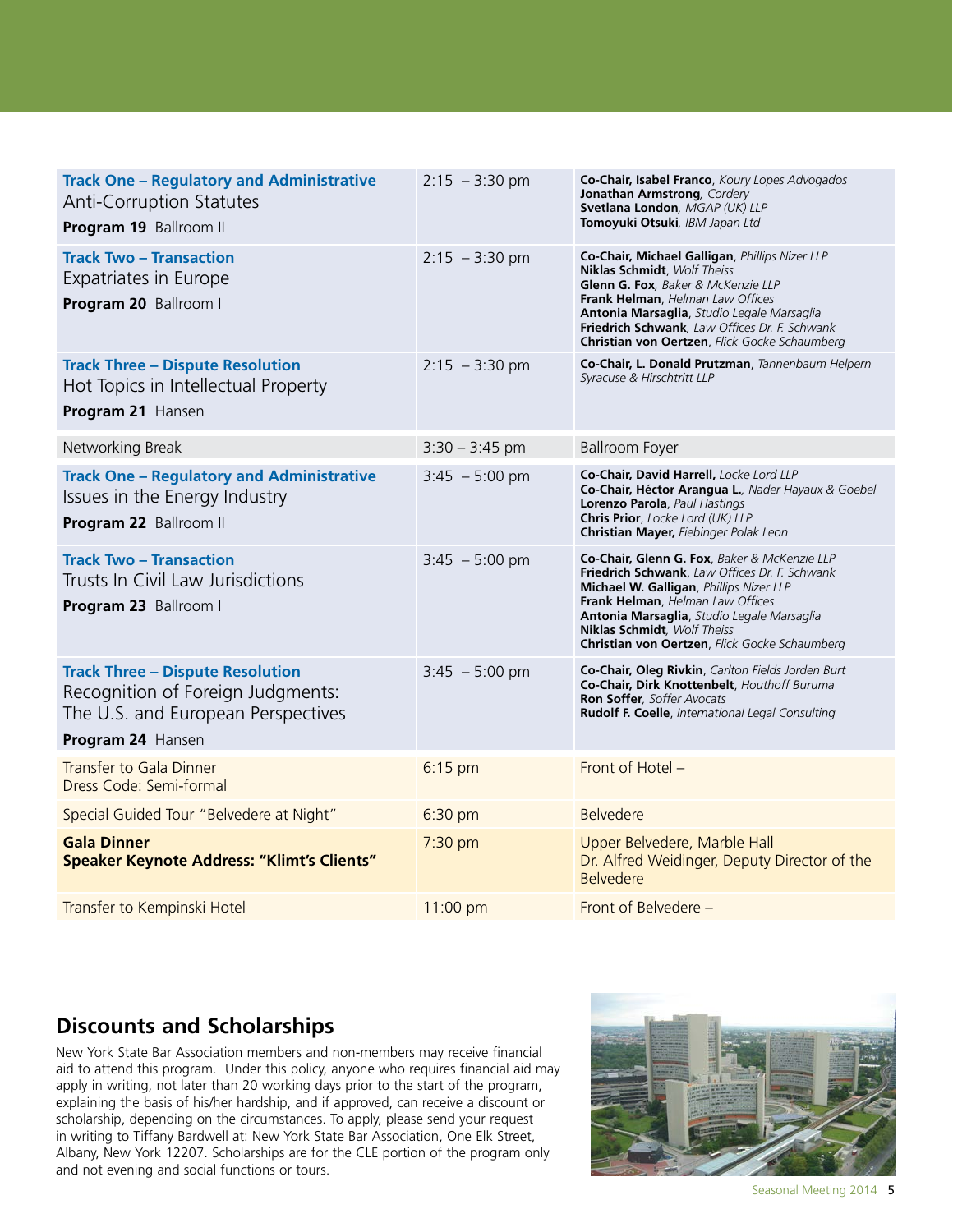| Program | Time | Speakers / Location |
| --- | --- | --- |
| **Track One – Regulatory and Administrative** Anti-Corruption Statutes **Program 19** Ballroom II | 2:15 – 3:30 pm | **Co-Chair, Isabel Franco**, *Koury Lopes Advogados* **Jonathan Armstrong**, *Cordery* **Svetlana London**, *MGAP (UK) LLP* **Tomoyuki Otsuki**, *IBM Japan Ltd* |
| **Track Two – Transaction** Expatriates in Europe **Program 20** Ballroom I | 2:15 – 3:30 pm | **Co-Chair, Michael Galligan**, *Phillips Nizer LLP* **Niklas Schmidt**, *Wolf Theiss* **Glenn G. Fox**, *Baker & McKenzie LLP* **Frank Helman**, *Helman Law Offices* **Antonia Marsaglia**, *Studio Legale Marsaglia* **Friedrich Schwank**, *Law Offices Dr. F. Schwank* **Christian von Oertzen**, *Flick Gocke Schaumberg* |
| **Track Three – Dispute Resolution** Hot Topics in Intellectual Property **Program 21** Hansen | 2:15 – 3:30 pm | **Co-Chair, L. Donald Prutzman**, *Tannenbaum Helpern Syracuse & Hirschtritt LLP* |
| Networking Break | 3:30 – 3:45 pm | Ballroom Foyer |
| **Track One – Regulatory and Administrative** Issues in the Energy Industry **Program 22** Ballroom II | 3:45 – 5:00 pm | **Co-Chair, David Harrell,** *Locke Lord LLP* **Co-Chair, Héctor Arangua L.**, *Nader Hayaux & Goebel* **Lorenzo Parola**, *Paul Hastings* **Chris Prior**, *Locke Lord (UK) LLP* **Christian Mayer,** *Fiebinger Polak Leon* |
| **Track Two – Transaction** Trusts In Civil Law Jurisdictions **Program 23** Ballroom I | 3:45 – 5:00 pm | **Co-Chair, Glenn G. Fox**, *Baker & McKenzie LLP* **Friedrich Schwank**, *Law Offices Dr. F. Schwank* **Michael W. Galligan**, *Phillips Nizer LLP* **Frank Helman**, *Helman Law Offices* **Antonia Marsaglia**, *Studio Legale Marsaglia* **Niklas Schmidt**, *Wolf Theiss* **Christian von Oertzen**, *Flick Gocke Schaumberg* |
| **Track Three – Dispute Resolution** Recognition of Foreign Judgments: The U.S. and European Perspectives **Program 24** Hansen | 3:45 – 5:00 pm | **Co-Chair, Oleg Rivkin**, *Carlton Fields Jorden Burt* **Co-Chair, Dirk Knottenbelt**, *Houthoff Buruma* **Ron Soffer**, *Soffer Avocats* **Rudolf F. Coelle**, *International Legal Consulting* |
| Transfer to Gala Dinner Dress Code: Semi-formal | 6:15 pm | Front of Hotel – |
| Special Guided Tour "Belvedere at Night" | 6:30 pm | Belvedere |
| **Gala Dinner** **Speaker Keynote Address: "Klimt's Clients"** | 7:30 pm | Upper Belvedere, Marble Hall Dr. Alfred Weidinger, Deputy Director of the Belvedere |
| Transfer to Kempinski Hotel | 11:00 pm | Front of Belvedere – |

## Discounts and Scholarships

New York State Bar Association members and non-members may receive financial aid to attend this program. Under this policy, anyone who requires financial aid may apply in writing, not later than 20 working days prior to the start of the program, explaining the basis of his/her hardship, and if approved, can receive a discount or scholarship, depending on the circumstances. To apply, please send your request in writing to Tiffany Bardwell at: New York State Bar Association, One Elk Street, Albany, New York 12207. Scholarships are for the CLE portion of the program only and not evening and social functions or tours.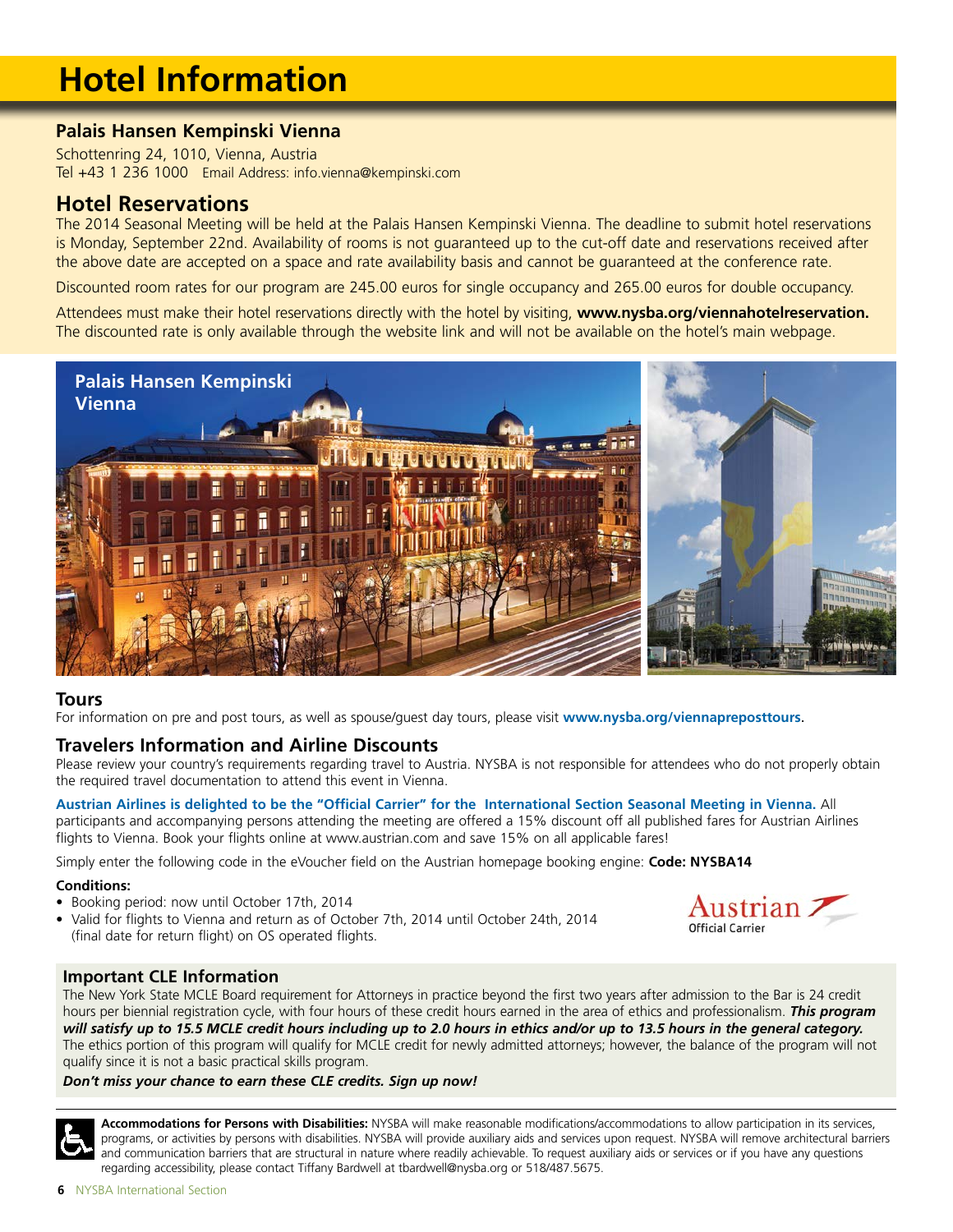# Hotel Information

## Palais Hansen Kempinski Vienna

Schottenring 24, 1010, Vienna, Austria
Tel +43 1 236 1000 Email Address: info.vienna@kempinski.com

## Hotel Reservations

The 2014 Seasonal Meeting will be held at the Palais Hansen Kempinski Vienna. The deadline to submit hotel reservations is Monday, September 22nd. Availability of rooms is not guaranteed up to the cut-off date and reservations received after the above date are accepted on a space and rate availability basis and cannot be guaranteed at the conference rate.

Discounted room rates for our program are 245.00 euros for single occupancy and 265.00 euros for double occupancy.

Attendees must make their hotel reservations directly with the hotel by visiting, **www.nysba.org/viennahotelreservation.** The discounted rate is only available through the website link and will not be available on the hotel's main webpage.

Palais Hansen Kempinski Vienna

## Tours

For information on pre and post tours, as well as spouse/guest day tours, please visit **www.nysba.org/viennapreposttours**.

## Travelers Information and Airline Discounts

Please review your country's requirements regarding travel to Austria. NYSBA is not responsible for attendees who do not properly obtain the required travel documentation to attend this event in Vienna.

**Austrian Airlines is delighted to be the "Official Carrier" for the International Section Seasonal Meeting in Vienna.** All participants and accompanying persons attending the meeting are offered a 15% discount off all published fares for Austrian Airlines flights to Vienna. Book your flights online at www.austrian.com and save 15% on all applicable fares!

Simply enter the following code in the eVoucher field on the Austrian homepage booking engine: **Code: NYSBA14**

**Conditions:**

- Booking period: now until October 17th, 2014
- Valid for flights to Vienna and return as of October 7th, 2014 until October 24th, 2014 (final date for return flight) on OS operated flights.

Austrian Official Carrier

## Important CLE Information

The New York State MCLE Board requirement for Attorneys in practice beyond the first two years after admission to the Bar is 24 credit hours per biennial registration cycle, with four hours of these credit hours earned in the area of ethics and professionalism. ***This program will satisfy up to 15.5 MCLE credit hours including up to 2.0 hours in ethics and/or up to 13.5 hours in the general category.*** The ethics portion of this program will qualify for MCLE credit for newly admitted attorneys; however, the balance of the program will not qualify since it is not a basic practical skills program.

***Don't miss your chance to earn these CLE credits. Sign up now!***

**Accommodations for Persons with Disabilities:** NYSBA will make reasonable modifications/accommodations to allow participation in its services, programs, or activities by persons with disabilities. NYSBA will provide auxiliary aids and services upon request. NYSBA will remove architectural barriers and communication barriers that are structural in nature where readily achievable. To request auxiliary aids or services or if you have any questions regarding accessibility, please contact Tiffany Bardwell at tbardwell@nysba.org or 518/487.5675.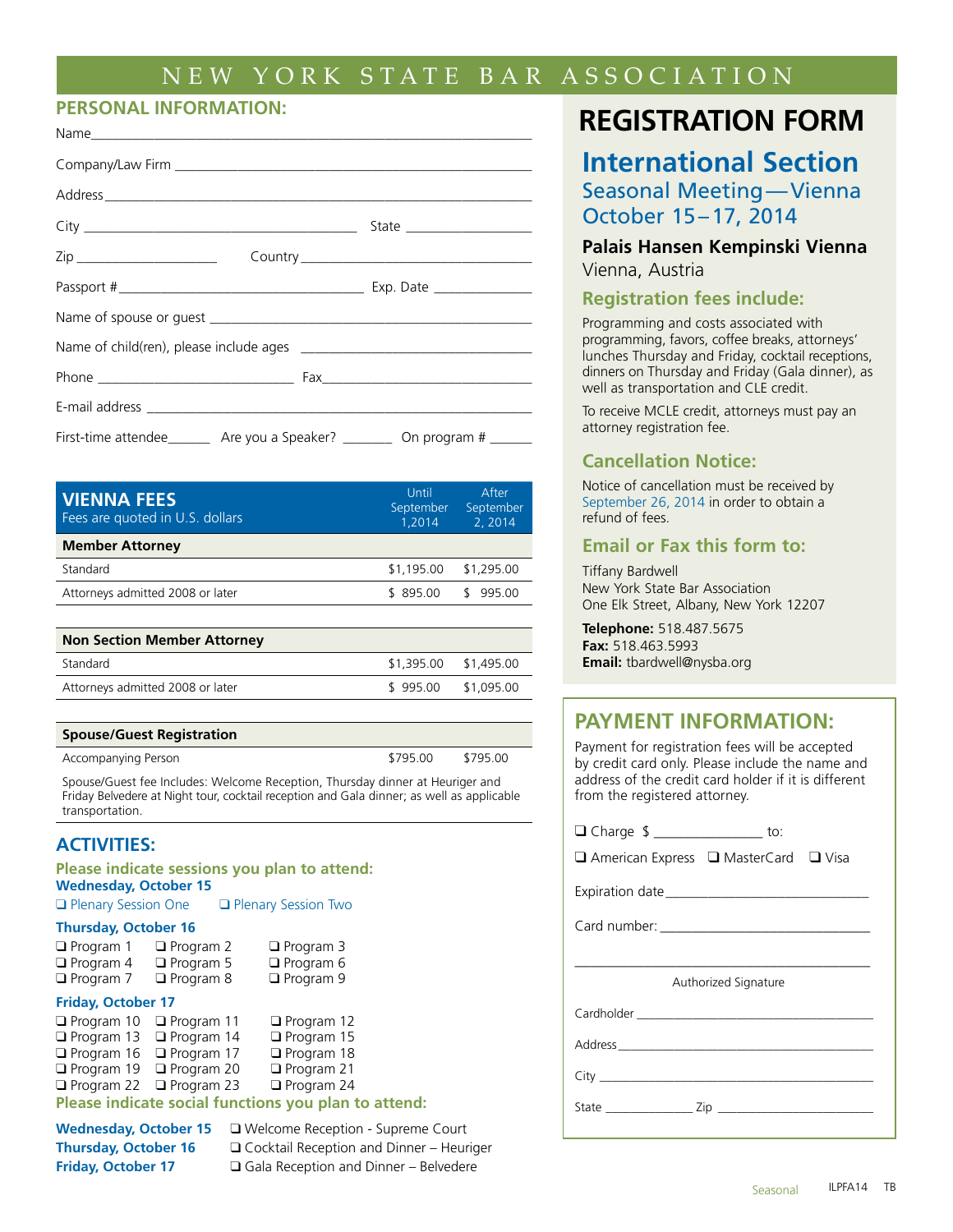# NEW YORK STATE BAR ASSOCIATION

## PERSONAL INFORMATION:

Name_______________________________________________

Company/Law Firm ___________________________________

Address_____________________________________________

City ______________________________ State ______________

Zip _______________ Country ___________________________

Passport #__________________________ Exp. Date ___________

Name of spouse or guest ______________________________

Name of child(ren), please include ages _________________________

Phone ____________________ Fax________________________

E-mail address ________________________________________

First-time attendee______ Are you a Speaker? _______ On program # ______

| VIENNA FEES<br>Fees are quoted in U.S. dollars | Until September 1,2014 | After September 2, 2014 |
|---|---|---|
| **Member Attorney** | | |
| Standard | $1,195.00 | $1,295.00 |
| Attorneys admitted 2008 or later | $ 895.00 | $ 995.00 |
| **Non Section Member Attorney** | | |
| Standard | $1,395.00 | $1,495.00 |
| Attorneys admitted 2008 or later | $ 995.00 | $1,095.00 |
| **Spouse/Guest Registration** | | |
| Accompanying Person | $795.00 | $795.00 |

Spouse/Guest fee Includes: Welcome Reception, Thursday dinner at Heuriger and Friday Belvedere at Night tour, cocktail reception and Gala dinner; as well as applicable transportation.

## ACTIVITIES:

### Please indicate sessions you plan to attend:

**Wednesday, October 15**

❑ Plenary Session One ❑ Plenary Session Two

**Thursday, October 16**

❑ Program 1 ❑ Program 2 ❑ Program 3
❑ Program 4 ❑ Program 5 ❑ Program 6
❑ Program 7 ❑ Program 8 ❑ Program 9

**Friday, October 17**

❑ Program 10 ❑ Program 11 ❑ Program 12
❑ Program 13 ❑ Program 14 ❑ Program 15
❑ Program 16 ❑ Program 17 ❑ Program 18
❑ Program 19 ❑ Program 20 ❑ Program 21
❑ Program 22 ❑ Program 23 ❑ Program 24

### Please indicate social functions you plan to attend:

**Wednesday, October 15** ❑ Welcome Reception - Supreme Court
**Thursday, October 16** ❑ Cocktail Reception and Dinner – Heuriger
**Friday, October 17** ❑ Gala Reception and Dinner – Belvedere

# REGISTRATION FORM

## International Section

### Seasonal Meeting — Vienna
### October 15 – 17, 2014

**Palais Hansen Kempinski Vienna**
Vienna, Austria

### Registration fees include:

Programming and costs associated with programming, favors, coffee breaks, attorneys' lunches Thursday and Friday, cocktail receptions, dinners on Thursday and Friday (Gala dinner), as well as transportation and CLE credit.

To receive MCLE credit, attorneys must pay an attorney registration fee.

### Cancellation Notice:

Notice of cancellation must be received by September 26, 2014 in order to obtain a refund of fees.

### Email or Fax this form to:

Tiffany Bardwell
New York State Bar Association
One Elk Street, Albany, New York 12207

**Telephone:** 518.487.5675
**Fax:** 518.463.5993
**Email:** tbardwell@nysba.org

## PAYMENT INFORMATION:

Payment for registration fees will be accepted by credit card only. Please include the name and address of the credit card holder if it is different from the registered attorney.

❑ Charge $ ______________ to:

❑ American Express ❑ MasterCard ❑ Visa

Expiration date___________________________

Card number: ____________________________

__________________________________
Authorized Signature

Cardholder ______________________________

Address_________________________________

City ____________________________________

State _____________ Zip __________________

Seasonal ILPFA14 TB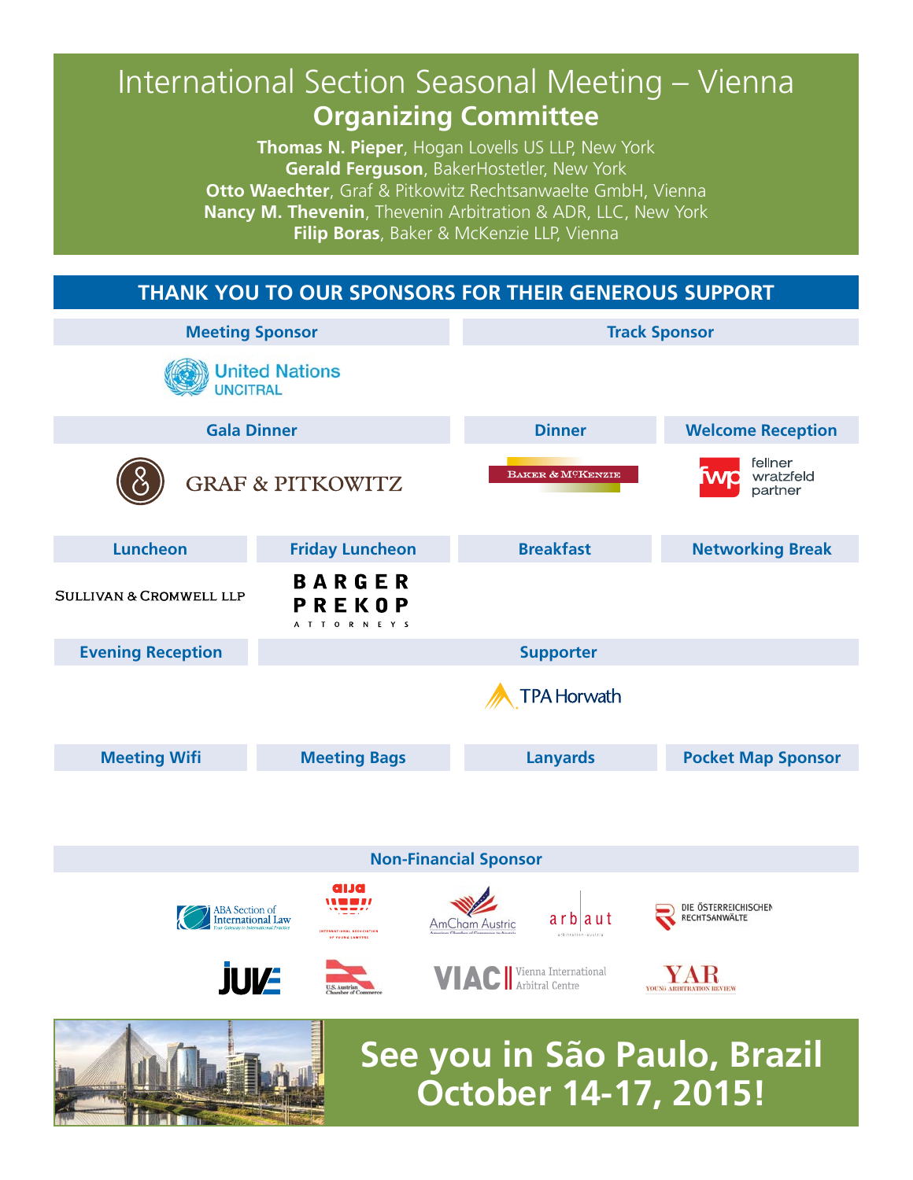# International Section Seasonal Meeting – Vienna

## Organizing Committee

**Thomas N. Pieper**, Hogan Lovells US LLP, New York
**Gerald Ferguson**, BakerHostetler, New York
**Otto Waechter**, Graf & Pitkowitz Rechtsanwaelte GmbH, Vienna
**Nancy M. Thevenin**, Thevenin Arbitration & ADR, LLC, New York
**Filip Boras**, Baker & McKenzie LLP, Vienna

## THANK YOU TO OUR SPONSORS FOR THEIR GENEROUS SUPPORT

**Meeting Sponsor**
United Nations UNCITRAL

**Track Sponsor**

**Gala Dinner**
GRAF & PITKOWITZ

**Dinner**
Baker & McKenzie

**Welcome Reception**
fwp fellner wratzfeld partner

**Luncheon**
Sullivan & Cromwell LLP

**Friday Luncheon**
BARGER PREKOP ATTORNEYS

**Breakfast**

**Networking Break**

**Evening Reception**

**Supporter**
TPA Horwath

**Meeting Wifi**

**Meeting Bags**

**Lanyards**

**Pocket Map Sponsor**

**Non-Financial Sponsor**

ABA Section of International Law — Your Gateway to International Practice
AIJA — International Association of Young Lawyers
AmCham Austria — American Chamber of Commerce in Austria
arbaut — arbitration-austria
Die Österreichischen Rechtsanwälte
JUVE
U.S. Austrian Chamber of Commerce
VIAC — Vienna International Arbitral Centre
YAR — Young Arbitration Review

## See you in São Paulo, Brazil October 14-17, 2015!